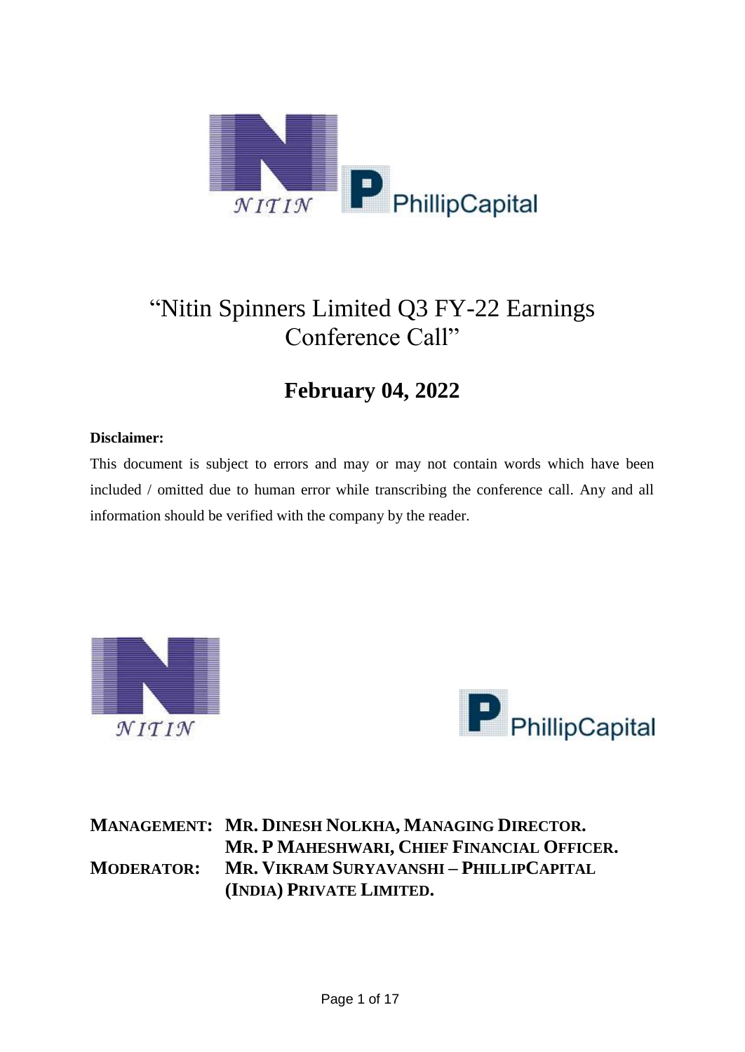# "Nitin Spinners Limited Q3 FY-22 Earnings Conference Call"

## February 04, 2022

**Disclaimer:**

This document is subject to errors and may or may not contain words which have been included / omitted due to human error while transcribing the conference call. Any and all information should be verified with the company by the reader.

**MANAGEMENT:** **MR. DINESH NOLKHA, MANAGING DIRECTOR.**
**MR. P MAHESHWARI, CHIEF FINANCIAL OFFICER.**

**MODERATOR:** **MR. VIKRAM SURYAVANSHI – PHILLIPCAPITAL (INDIA) PRIVATE LIMITED.**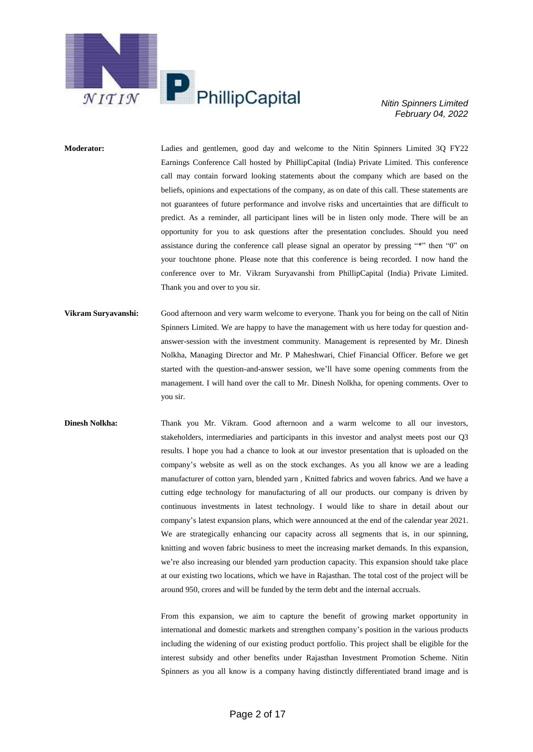**Moderator:** Ladies and gentlemen, good day and welcome to the Nitin Spinners Limited 3Q FY22 Earnings Conference Call hosted by PhillipCapital (India) Private Limited. This conference call may contain forward looking statements about the company which are based on the beliefs, opinions and expectations of the company, as on date of this call. These statements are not guarantees of future performance and involve risks and uncertainties that are difficult to predict. As a reminder, all participant lines will be in listen only mode. There will be an opportunity for you to ask questions after the presentation concludes. Should you need assistance during the conference call please signal an operator by pressing "*" then "0" on your touchtone phone. Please note that this conference is being recorded. I now hand the conference over to Mr. Vikram Suryavanshi from PhillipCapital (India) Private Limited. Thank you and over to you sir.

**Vikram Suryavanshi:** Good afternoon and very warm welcome to everyone. Thank you for being on the call of Nitin Spinners Limited. We are happy to have the management with us here today for question and-answer-session with the investment community. Management is represented by Mr. Dinesh Nolkha, Managing Director and Mr. P Maheshwari, Chief Financial Officer. Before we get started with the question-and-answer session, we'll have some opening comments from the management. I will hand over the call to Mr. Dinesh Nolkha, for opening comments. Over to you sir.

**Dinesh Nolkha:** Thank you Mr. Vikram. Good afternoon and a warm welcome to all our investors, stakeholders, intermediaries and participants in this investor and analyst meets post our Q3 results. I hope you had a chance to look at our investor presentation that is uploaded on the company's website as well as on the stock exchanges. As you all know we are a leading manufacturer of cotton yarn, blended yarn , Knitted fabrics and woven fabrics. And we have a cutting edge technology for manufacturing of all our products. our company is driven by continuous investments in latest technology. I would like to share in detail about our company's latest expansion plans, which were announced at the end of the calendar year 2021. We are strategically enhancing our capacity across all segments that is, in our spinning, knitting and woven fabric business to meet the increasing market demands. In this expansion, we're also increasing our blended yarn production capacity. This expansion should take place at our existing two locations, which we have in Rajasthan. The total cost of the project will be around 950, crores and will be funded by the term debt and the internal accruals.

From this expansion, we aim to capture the benefit of growing market opportunity in international and domestic markets and strengthen company's position in the various products including the widening of our existing product portfolio. This project shall be eligible for the interest subsidy and other benefits under Rajasthan Investment Promotion Scheme. Nitin Spinners as you all know is a company having distinctly differentiated brand image and is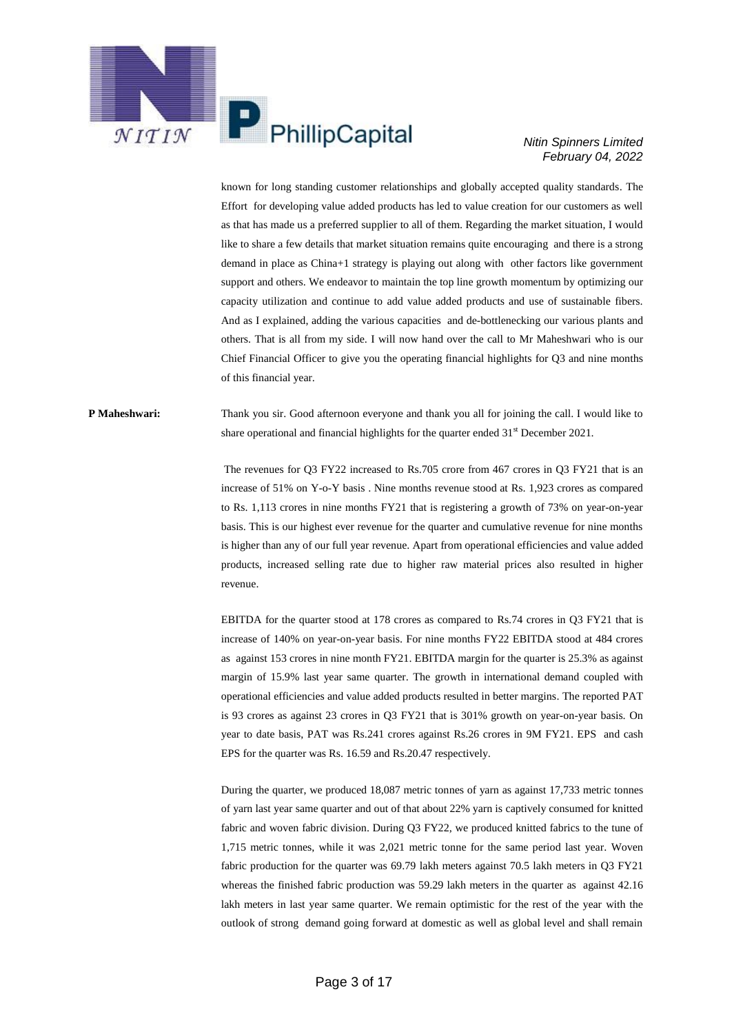known for long standing customer relationships and globally accepted quality standards. The Effort for developing value added products has led to value creation for our customers as well as that has made us a preferred supplier to all of them. Regarding the market situation, I would like to share a few details that market situation remains quite encouraging and there is a strong demand in place as China+1 strategy is playing out along with other factors like government support and others. We endeavor to maintain the top line growth momentum by optimizing our capacity utilization and continue to add value added products and use of sustainable fibers. And as I explained, adding the various capacities and de-bottlenecking our various plants and others. That is all from my side. I will now hand over the call to Mr Maheshwari who is our Chief Financial Officer to give you the operating financial highlights for Q3 and nine months of this financial year.

**P Maheshwari:** Thank you sir. Good afternoon everyone and thank you all for joining the call. I would like to share operational and financial highlights for the quarter ended 31st December 2021.

The revenues for Q3 FY22 increased to Rs.705 crore from 467 crores in Q3 FY21 that is an increase of 51% on Y-o-Y basis . Nine months revenue stood at Rs. 1,923 crores as compared to Rs. 1,113 crores in nine months FY21 that is registering a growth of 73% on year-on-year basis. This is our highest ever revenue for the quarter and cumulative revenue for nine months is higher than any of our full year revenue. Apart from operational efficiencies and value added products, increased selling rate due to higher raw material prices also resulted in higher revenue.

EBITDA for the quarter stood at 178 crores as compared to Rs.74 crores in Q3 FY21 that is increase of 140% on year-on-year basis. For nine months FY22 EBITDA stood at 484 crores as against 153 crores in nine month FY21. EBITDA margin for the quarter is 25.3% as against margin of 15.9% last year same quarter. The growth in international demand coupled with operational efficiencies and value added products resulted in better margins. The reported PAT is 93 crores as against 23 crores in Q3 FY21 that is 301% growth on year-on-year basis. On year to date basis, PAT was Rs.241 crores against Rs.26 crores in 9M FY21. EPS and cash EPS for the quarter was Rs. 16.59 and Rs.20.47 respectively.

During the quarter, we produced 18,087 metric tonnes of yarn as against 17,733 metric tonnes of yarn last year same quarter and out of that about 22% yarn is captively consumed for knitted fabric and woven fabric division. During Q3 FY22, we produced knitted fabrics to the tune of 1,715 metric tonnes, while it was 2,021 metric tonne for the same period last year. Woven fabric production for the quarter was 69.79 lakh meters against 70.5 lakh meters in Q3 FY21 whereas the finished fabric production was 59.29 lakh meters in the quarter as against 42.16 lakh meters in last year same quarter. We remain optimistic for the rest of the year with the outlook of strong demand going forward at domestic as well as global level and shall remain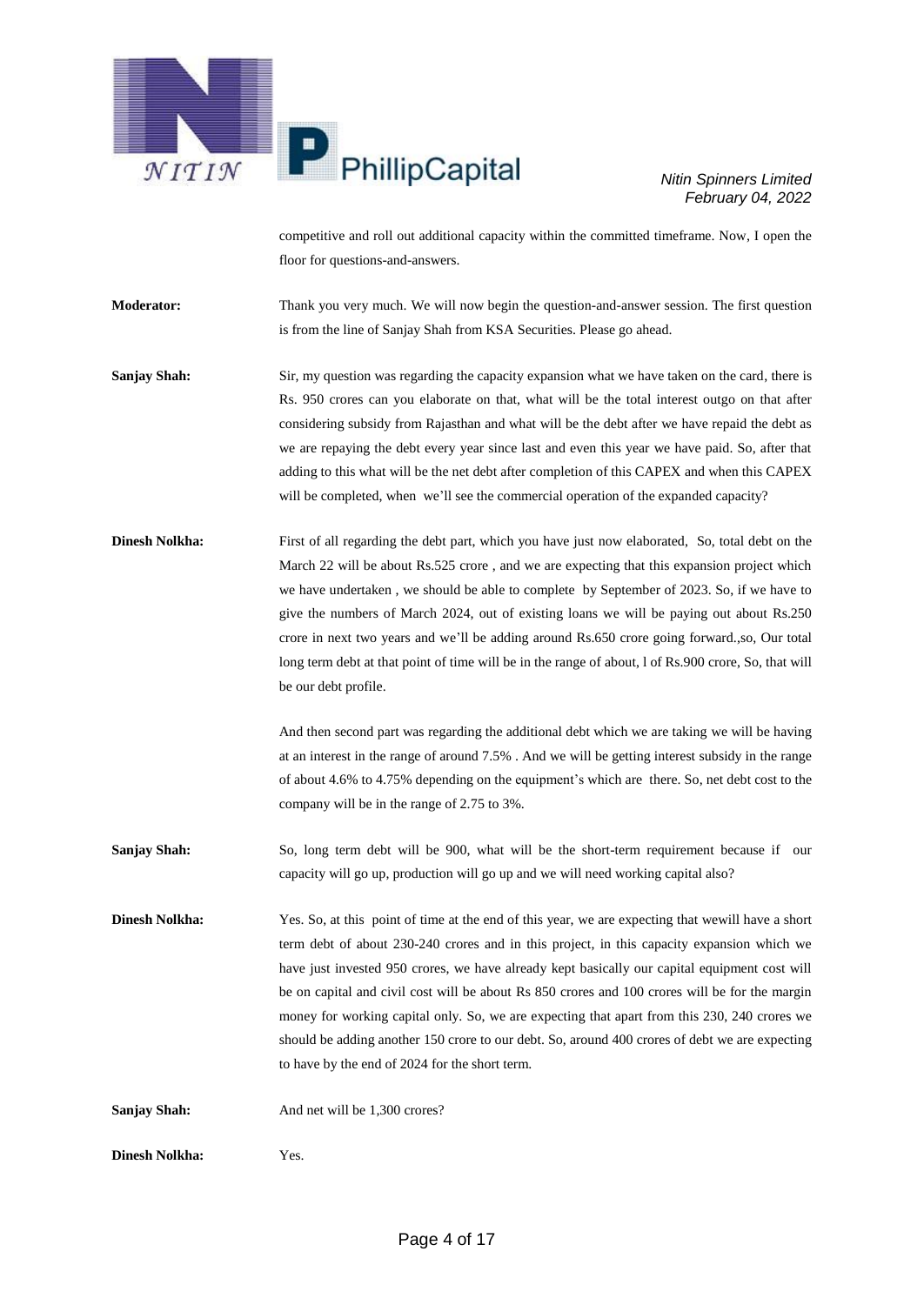competitive and roll out additional capacity within the committed timeframe. Now, I open the floor for questions-and-answers.

**Moderator:** Thank you very much. We will now begin the question-and-answer session. The first question is from the line of Sanjay Shah from KSA Securities. Please go ahead.

**Sanjay Shah:** Sir, my question was regarding the capacity expansion what we have taken on the card, there is Rs. 950 crores can you elaborate on that, what will be the total interest outgo on that after considering subsidy from Rajasthan and what will be the debt after we have repaid the debt as we are repaying the debt every year since last and even this year we have paid. So, after that adding to this what will be the net debt after completion of this CAPEX and when this CAPEX will be completed, when we'll see the commercial operation of the expanded capacity?

**Dinesh Nolkha:** First of all regarding the debt part, which you have just now elaborated, So, total debt on the March 22 will be about Rs.525 crore , and we are expecting that this expansion project which we have undertaken , we should be able to complete by September of 2023. So, if we have to give the numbers of March 2024, out of existing loans we will be paying out about Rs.250 crore in next two years and we'll be adding around Rs.650 crore going forward.,so, Our total long term debt at that point of time will be in the range of about, l of Rs.900 crore, So, that will be our debt profile.

And then second part was regarding the additional debt which we are taking we will be having at an interest in the range of around 7.5% . And we will be getting interest subsidy in the range of about 4.6% to 4.75% depending on the equipment's which are there. So, net debt cost to the company will be in the range of 2.75 to 3%.

**Sanjay Shah:** So, long term debt will be 900, what will be the short-term requirement because if our capacity will go up, production will go up and we will need working capital also?

**Dinesh Nolkha:** Yes. So, at this point of time at the end of this year, we are expecting that wewill have a short term debt of about 230-240 crores and in this project, in this capacity expansion which we have just invested 950 crores, we have already kept basically our capital equipment cost will be on capital and civil cost will be about Rs 850 crores and 100 crores will be for the margin money for working capital only. So, we are expecting that apart from this 230, 240 crores we should be adding another 150 crore to our debt. So, around 400 crores of debt we are expecting to have by the end of 2024 for the short term.

**Sanjay Shah:** And net will be 1,300 crores?

**Dinesh Nolkha:** Yes.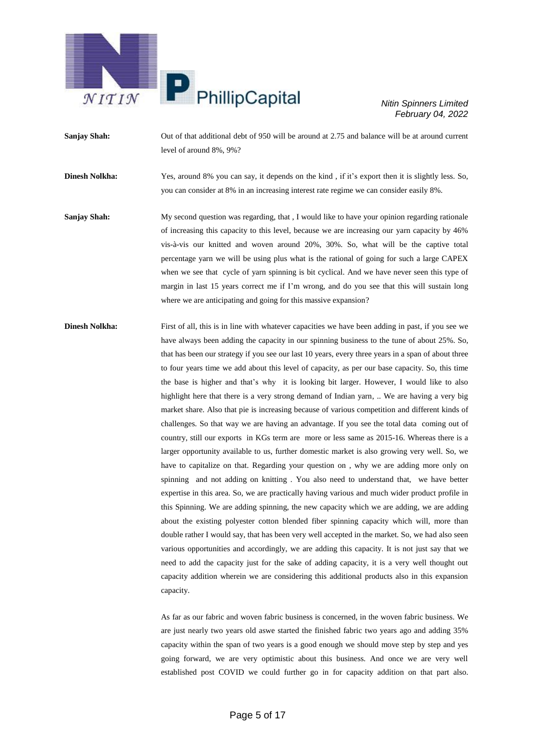**Sanjay Shah:** Out of that additional debt of 950 will be around at 2.75 and balance will be at around current level of around 8%, 9%?

**Dinesh Nolkha:** Yes, around 8% you can say, it depends on the kind , if it's export then it is slightly less. So, you can consider at 8% in an increasing interest rate regime we can consider easily 8%.

**Sanjay Shah:** My second question was regarding, that , I would like to have your opinion regarding rationale of increasing this capacity to this level, because we are increasing our yarn capacity by 46% vis-à-vis our knitted and woven around 20%, 30%. So, what will be the captive total percentage yarn we will be using plus what is the rational of going for such a large CAPEX when we see that cycle of yarn spinning is bit cyclical. And we have never seen this type of margin in last 15 years correct me if I'm wrong, and do you see that this will sustain long where we are anticipating and going for this massive expansion?

**Dinesh Nolkha:** First of all, this is in line with whatever capacities we have been adding in past, if you see we have always been adding the capacity in our spinning business to the tune of about 25%. So, that has been our strategy if you see our last 10 years, every three years in a span of about three to four years time we add about this level of capacity, as per our base capacity. So, this time the base is higher and that's why it is looking bit larger. However, I would like to also highlight here that there is a very strong demand of Indian yarn, .. We are having a very big market share. Also that pie is increasing because of various competition and different kinds of challenges. So that way we are having an advantage. If you see the total data coming out of country, still our exports in KGs term are more or less same as 2015-16. Whereas there is a larger opportunity available to us, further domestic market is also growing very well. So, we have to capitalize on that. Regarding your question on , why we are adding more only on spinning and not adding on knitting . You also need to understand that, we have better expertise in this area. So, we are practically having various and much wider product profile in this Spinning. We are adding spinning, the new capacity which we are adding, we are adding about the existing polyester cotton blended fiber spinning capacity which will, more than double rather I would say, that has been very well accepted in the market. So, we had also seen various opportunities and accordingly, we are adding this capacity. It is not just say that we need to add the capacity just for the sake of adding capacity, it is a very well thought out capacity addition wherein we are considering this additional products also in this expansion capacity.

As far as our fabric and woven fabric business is concerned, in the woven fabric business. We are just nearly two years old aswe started the finished fabric two years ago and adding 35% capacity within the span of two years is a good enough we should move step by step and yes going forward, we are very optimistic about this business. And once we are very well established post COVID we could further go in for capacity addition on that part also.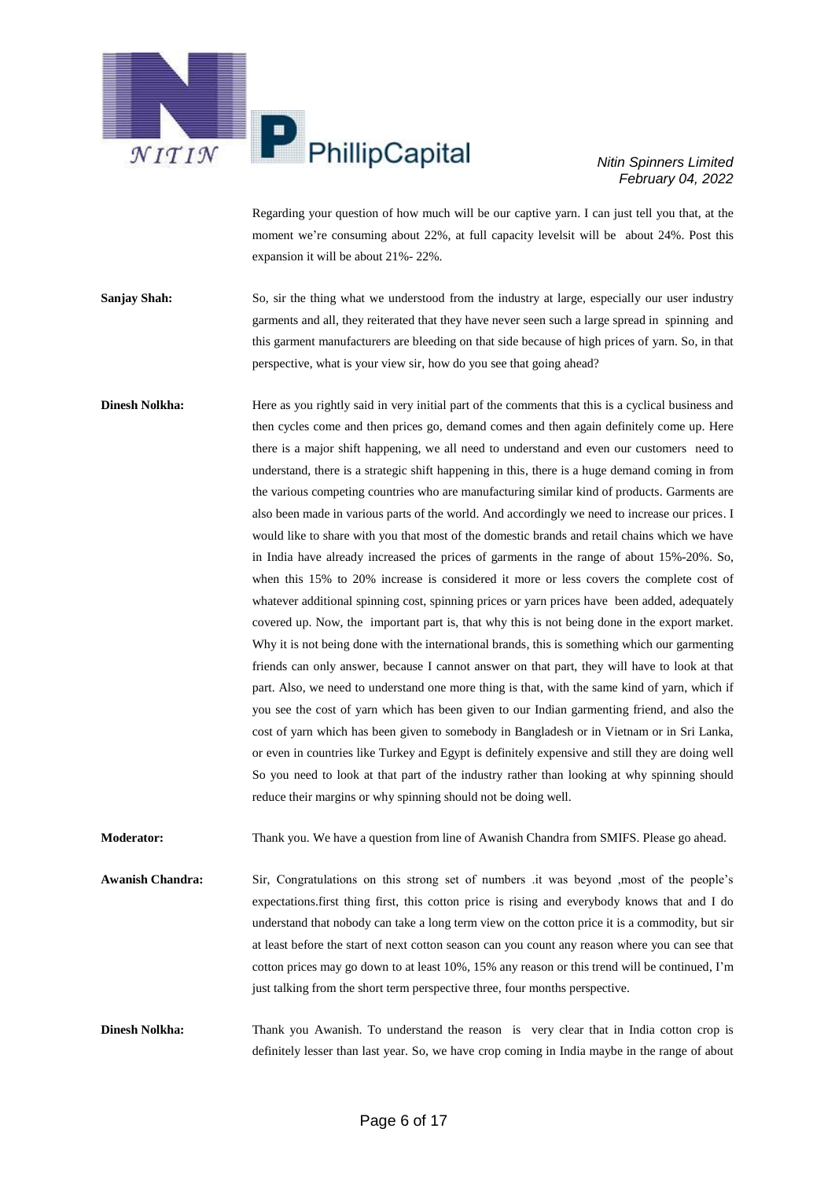Regarding your question of how much will be our captive yarn. I can just tell you that, at the moment we're consuming about 22%, at full capacity levelsit will be about 24%. Post this expansion it will be about 21%- 22%.

**Sanjay Shah:** So, sir the thing what we understood from the industry at large, especially our user industry garments and all, they reiterated that they have never seen such a large spread in spinning and this garment manufacturers are bleeding on that side because of high prices of yarn. So, in that perspective, what is your view sir, how do you see that going ahead?

**Dinesh Nolkha:** Here as you rightly said in very initial part of the comments that this is a cyclical business and then cycles come and then prices go, demand comes and then again definitely come up. Here there is a major shift happening, we all need to understand and even our customers need to understand, there is a strategic shift happening in this, there is a huge demand coming in from the various competing countries who are manufacturing similar kind of products. Garments are also been made in various parts of the world. And accordingly we need to increase our prices. I would like to share with you that most of the domestic brands and retail chains which we have in India have already increased the prices of garments in the range of about 15%-20%. So, when this 15% to 20% increase is considered it more or less covers the complete cost of whatever additional spinning cost, spinning prices or yarn prices have been added, adequately covered up. Now, the important part is, that why this is not being done in the export market. Why it is not being done with the international brands, this is something which our garmenting friends can only answer, because I cannot answer on that part, they will have to look at that part. Also, we need to understand one more thing is that, with the same kind of yarn, which if you see the cost of yarn which has been given to our Indian garmenting friend, and also the cost of yarn which has been given to somebody in Bangladesh or in Vietnam or in Sri Lanka, or even in countries like Turkey and Egypt is definitely expensive and still they are doing well So you need to look at that part of the industry rather than looking at why spinning should reduce their margins or why spinning should not be doing well.

**Moderator:** Thank you. We have a question from line of Awanish Chandra from SMIFS. Please go ahead.

**Awanish Chandra:** Sir, Congratulations on this strong set of numbers .it was beyond ,most of the people's expectations.first thing first, this cotton price is rising and everybody knows that and I do understand that nobody can take a long term view on the cotton price it is a commodity, but sir at least before the start of next cotton season can you count any reason where you can see that cotton prices may go down to at least 10%, 15% any reason or this trend will be continued, I'm just talking from the short term perspective three, four months perspective.

**Dinesh Nolkha:** Thank you Awanish. To understand the reason is very clear that in India cotton crop is definitely lesser than last year. So, we have crop coming in India maybe in the range of about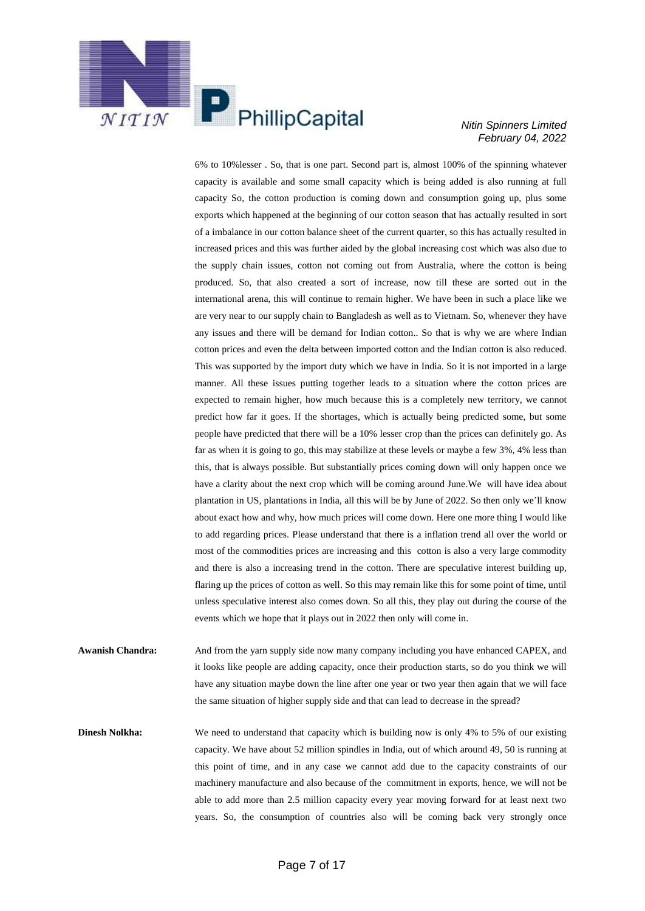6% to 10%lesser . So, that is one part. Second part is, almost 100% of the spinning whatever capacity is available and some small capacity which is being added is also running at full capacity So, the cotton production is coming down and consumption going up, plus some exports which happened at the beginning of our cotton season that has actually resulted in sort of a imbalance in our cotton balance sheet of the current quarter, so this has actually resulted in increased prices and this was further aided by the global increasing cost which was also due to the supply chain issues, cotton not coming out from Australia, where the cotton is being produced. So, that also created a sort of increase, now till these are sorted out in the international arena, this will continue to remain higher. We have been in such a place like we are very near to our supply chain to Bangladesh as well as to Vietnam. So, whenever they have any issues and there will be demand for Indian cotton.. So that is why we are where Indian cotton prices and even the delta between imported cotton and the Indian cotton is also reduced. This was supported by the import duty which we have in India. So it is not imported in a large manner. All these issues putting together leads to a situation where the cotton prices are expected to remain higher, how much because this is a completely new territory, we cannot predict how far it goes. If the shortages, which is actually being predicted some, but some people have predicted that there will be a 10% lesser crop than the prices can definitely go. As far as when it is going to go, this may stabilize at these levels or maybe a few 3%, 4% less than this, that is always possible. But substantially prices coming down will only happen once we have a clarity about the next crop which will be coming around June.We will have idea about plantation in US, plantations in India, all this will be by June of 2022. So then only we'll know about exact how and why, how much prices will come down. Here one more thing I would like to add regarding prices. Please understand that there is a inflation trend all over the world or most of the commodities prices are increasing and this cotton is also a very large commodity and there is also a increasing trend in the cotton. There are speculative interest building up, flaring up the prices of cotton as well. So this may remain like this for some point of time, until unless speculative interest also comes down. So all this, they play out during the course of the events which we hope that it plays out in 2022 then only will come in.

**Awanish Chandra:** And from the yarn supply side now many company including you have enhanced CAPEX, and it looks like people are adding capacity, once their production starts, so do you think we will have any situation maybe down the line after one year or two year then again that we will face the same situation of higher supply side and that can lead to decrease in the spread?

**Dinesh Nolkha:** We need to understand that capacity which is building now is only 4% to 5% of our existing capacity. We have about 52 million spindles in India, out of which around 49, 50 is running at this point of time, and in any case we cannot add due to the capacity constraints of our machinery manufacture and also because of the commitment in exports, hence, we will not be able to add more than 2.5 million capacity every year moving forward for at least next two years. So, the consumption of countries also will be coming back very strongly once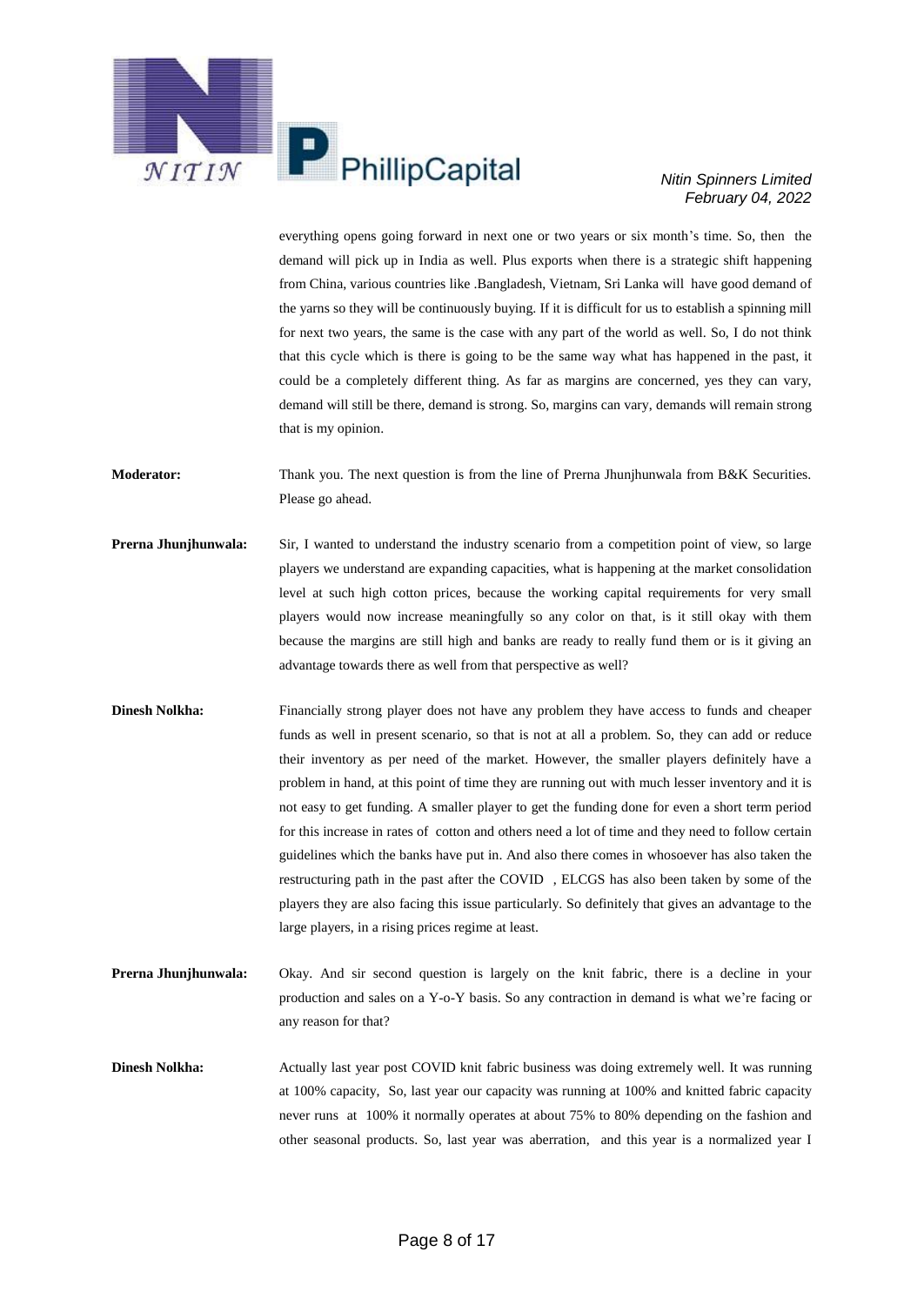everything opens going forward in next one or two years or six month's time. So, then the demand will pick up in India as well. Plus exports when there is a strategic shift happening from China, various countries like .Bangladesh, Vietnam, Sri Lanka will have good demand of the yarns so they will be continuously buying. If it is difficult for us to establish a spinning mill for next two years, the same is the case with any part of the world as well. So, I do not think that this cycle which is there is going to be the same way what has happened in the past, it could be a completely different thing. As far as margins are concerned, yes they can vary, demand will still be there, demand is strong. So, margins can vary, demands will remain strong that is my opinion.

**Moderator:** Thank you. The next question is from the line of Prerna Jhunjhunwala from B&K Securities. Please go ahead.

**Prerna Jhunjhunwala:** Sir, I wanted to understand the industry scenario from a competition point of view, so large players we understand are expanding capacities, what is happening at the market consolidation level at such high cotton prices, because the working capital requirements for very small players would now increase meaningfully so any color on that, is it still okay with them because the margins are still high and banks are ready to really fund them or is it giving an advantage towards there as well from that perspective as well?

**Dinesh Nolkha:** Financially strong player does not have any problem they have access to funds and cheaper funds as well in present scenario, so that is not at all a problem. So, they can add or reduce their inventory as per need of the market. However, the smaller players definitely have a problem in hand, at this point of time they are running out with much lesser inventory and it is not easy to get funding. A smaller player to get the funding done for even a short term period for this increase in rates of cotton and others need a lot of time and they need to follow certain guidelines which the banks have put in. And also there comes in whosoever has also taken the restructuring path in the past after the COVID , ELCGS has also been taken by some of the players they are also facing this issue particularly. So definitely that gives an advantage to the large players, in a rising prices regime at least.

**Prerna Jhunjhunwala:** Okay. And sir second question is largely on the knit fabric, there is a decline in your production and sales on a Y-o-Y basis. So any contraction in demand is what we're facing or any reason for that?

**Dinesh Nolkha:** Actually last year post COVID knit fabric business was doing extremely well. It was running at 100% capacity, So, last year our capacity was running at 100% and knitted fabric capacity never runs at 100% it normally operates at about 75% to 80% depending on the fashion and other seasonal products. So, last year was aberration, and this year is a normalized year I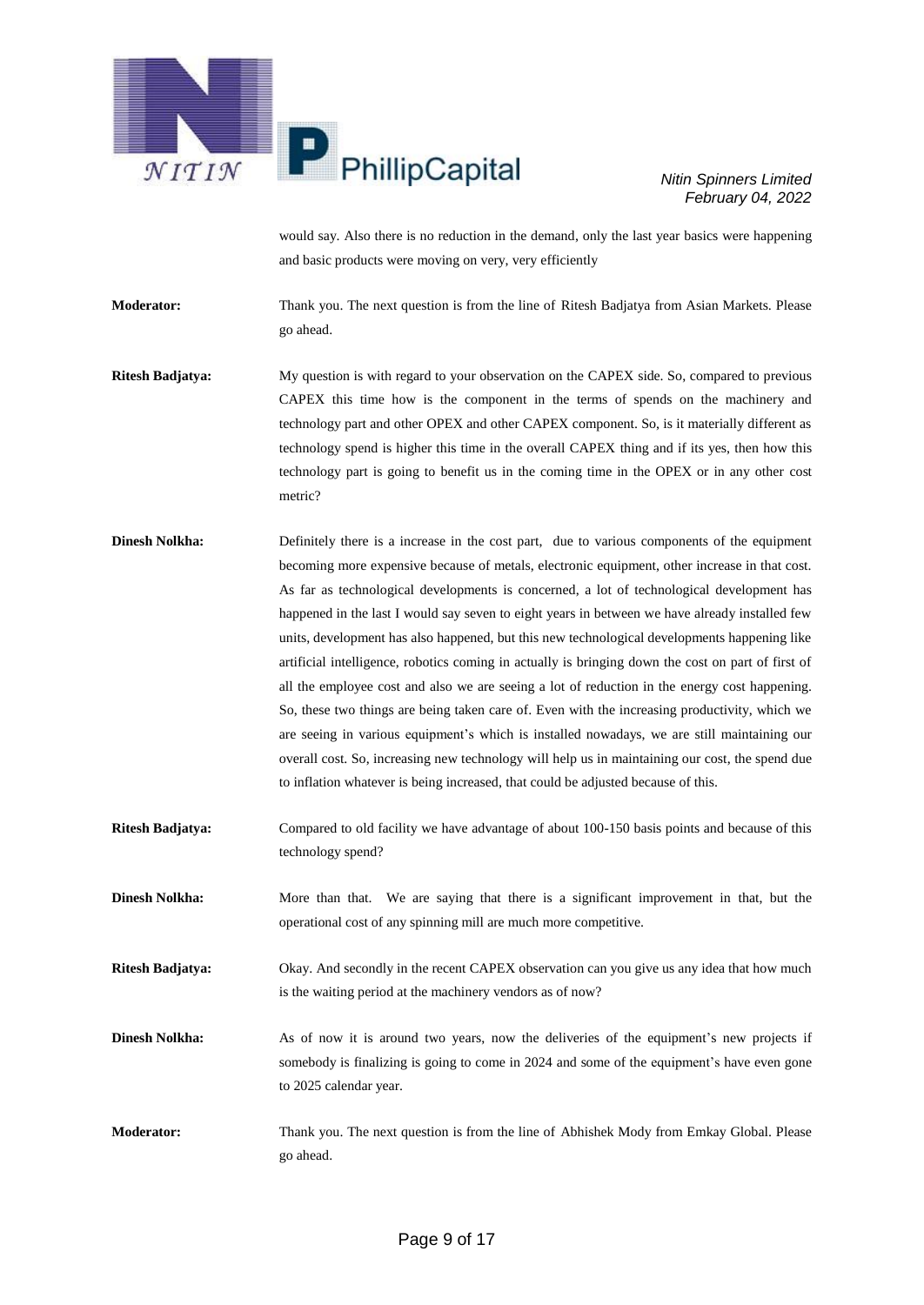would say. Also there is no reduction in the demand, only the last year basics were happening and basic products were moving on very, very efficiently

**Moderator:** Thank you. The next question is from the line of Ritesh Badjatya from Asian Markets. Please go ahead.

**Ritesh Badjatya:** My question is with regard to your observation on the CAPEX side. So, compared to previous CAPEX this time how is the component in the terms of spends on the machinery and technology part and other OPEX and other CAPEX component. So, is it materially different as technology spend is higher this time in the overall CAPEX thing and if its yes, then how this technology part is going to benefit us in the coming time in the OPEX or in any other cost metric?

**Dinesh Nolkha:** Definitely there is a increase in the cost part, due to various components of the equipment becoming more expensive because of metals, electronic equipment, other increase in that cost. As far as technological developments is concerned, a lot of technological development has happened in the last I would say seven to eight years in between we have already installed few units, development has also happened, but this new technological developments happening like artificial intelligence, robotics coming in actually is bringing down the cost on part of first of all the employee cost and also we are seeing a lot of reduction in the energy cost happening. So, these two things are being taken care of. Even with the increasing productivity, which we are seeing in various equipment's which is installed nowadays, we are still maintaining our overall cost. So, increasing new technology will help us in maintaining our cost, the spend due to inflation whatever is being increased, that could be adjusted because of this.

**Ritesh Badjatya:** Compared to old facility we have advantage of about 100-150 basis points and because of this technology spend?

**Dinesh Nolkha:** More than that. We are saying that there is a significant improvement in that, but the operational cost of any spinning mill are much more competitive.

**Ritesh Badjatya:** Okay. And secondly in the recent CAPEX observation can you give us any idea that how much is the waiting period at the machinery vendors as of now?

**Dinesh Nolkha:** As of now it is around two years, now the deliveries of the equipment's new projects if somebody is finalizing is going to come in 2024 and some of the equipment's have even gone to 2025 calendar year.

**Moderator:** Thank you. The next question is from the line of Abhishek Mody from Emkay Global. Please go ahead.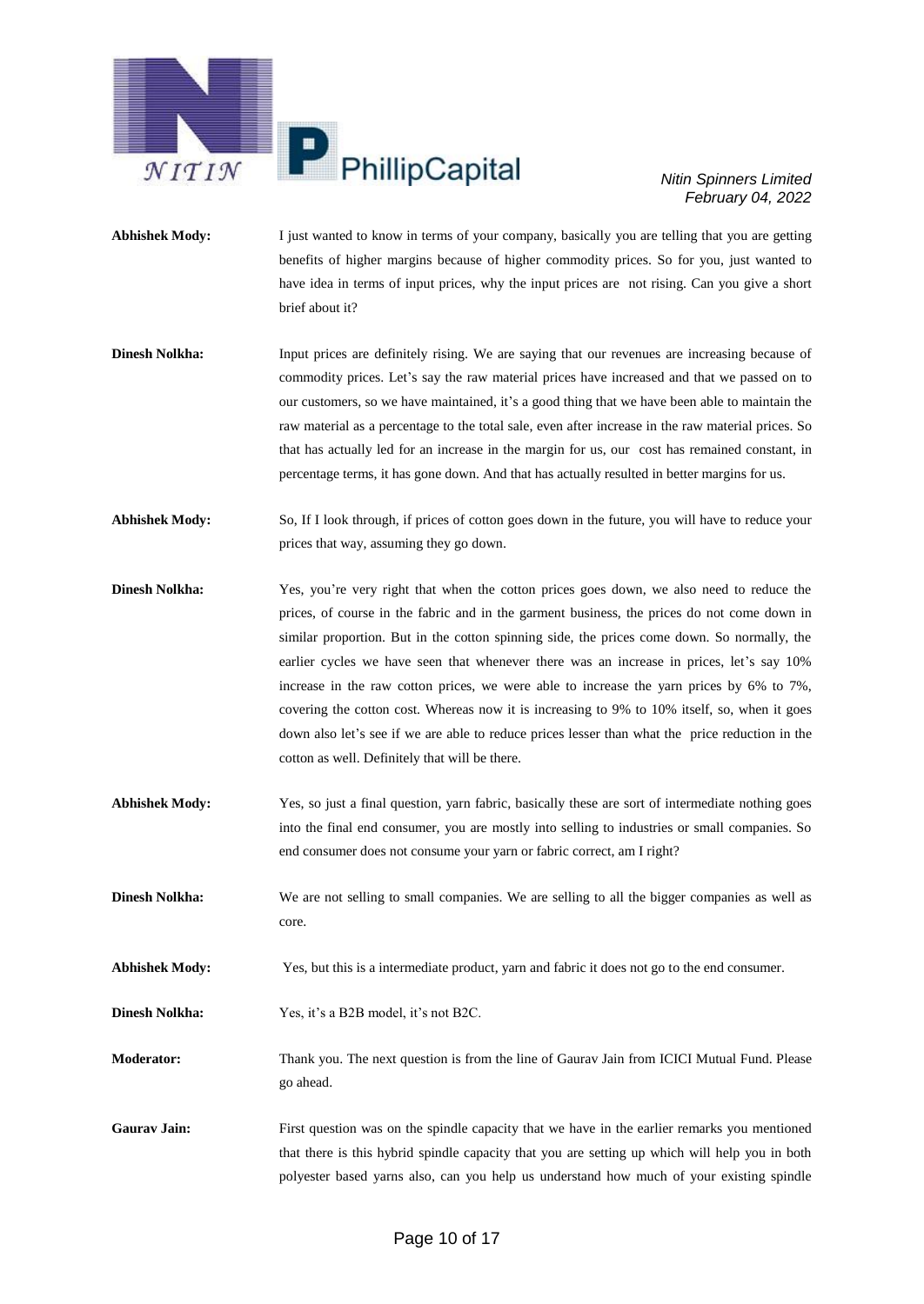**Abhishek Mody:** I just wanted to know in terms of your company, basically you are telling that you are getting benefits of higher margins because of higher commodity prices. So for you, just wanted to have idea in terms of input prices, why the input prices are not rising. Can you give a short brief about it?

**Dinesh Nolkha:** Input prices are definitely rising. We are saying that our revenues are increasing because of commodity prices. Let's say the raw material prices have increased and that we passed on to our customers, so we have maintained, it's a good thing that we have been able to maintain the raw material as a percentage to the total sale, even after increase in the raw material prices. So that has actually led for an increase in the margin for us, our cost has remained constant, in percentage terms, it has gone down. And that has actually resulted in better margins for us.

**Abhishek Mody:** So, If I look through, if prices of cotton goes down in the future, you will have to reduce your prices that way, assuming they go down.

**Dinesh Nolkha:** Yes, you're very right that when the cotton prices goes down, we also need to reduce the prices, of course in the fabric and in the garment business, the prices do not come down in similar proportion. But in the cotton spinning side, the prices come down. So normally, the earlier cycles we have seen that whenever there was an increase in prices, let's say 10% increase in the raw cotton prices, we were able to increase the yarn prices by 6% to 7%, covering the cotton cost. Whereas now it is increasing to 9% to 10% itself, so, when it goes down also let's see if we are able to reduce prices lesser than what the price reduction in the cotton as well. Definitely that will be there.

**Abhishek Mody:** Yes, so just a final question, yarn fabric, basically these are sort of intermediate nothing goes into the final end consumer, you are mostly into selling to industries or small companies. So end consumer does not consume your yarn or fabric correct, am I right?

**Dinesh Nolkha:** We are not selling to small companies. We are selling to all the bigger companies as well as core.

**Abhishek Mody:** Yes, but this is a intermediate product, yarn and fabric it does not go to the end consumer.

**Dinesh Nolkha:** Yes, it's a B2B model, it's not B2C.

**Moderator:** Thank you. The next question is from the line of Gaurav Jain from ICICI Mutual Fund. Please go ahead.

**Gaurav Jain:** First question was on the spindle capacity that we have in the earlier remarks you mentioned that there is this hybrid spindle capacity that you are setting up which will help you in both polyester based yarns also, can you help us understand how much of your existing spindle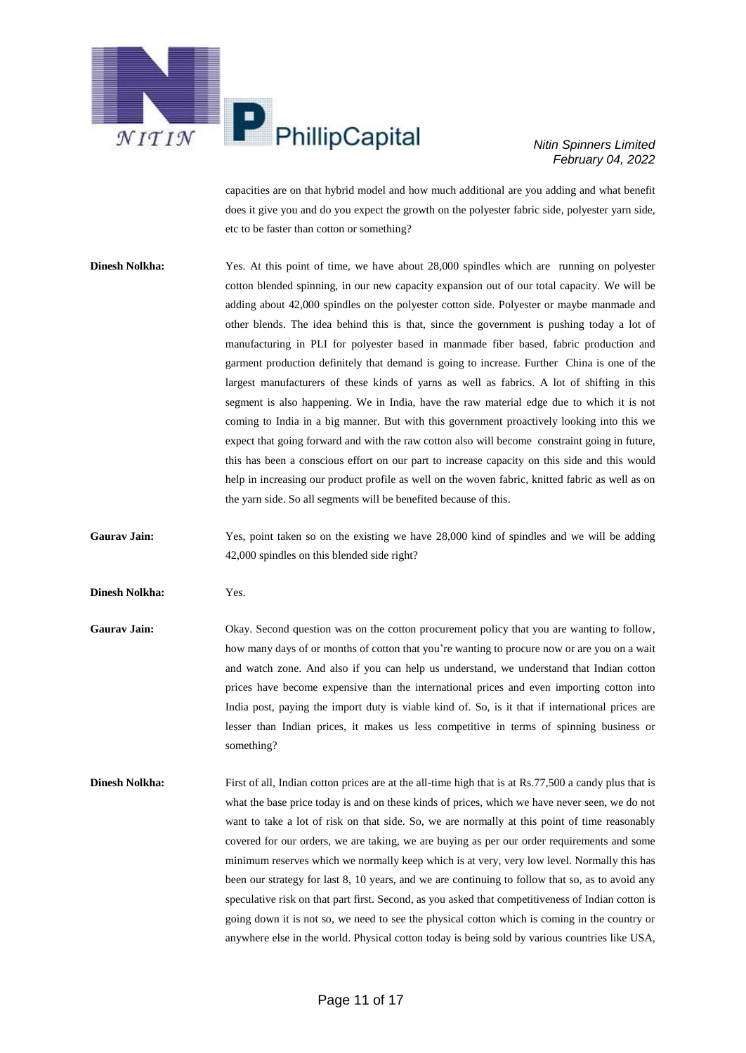capacities are on that hybrid model and how much additional are you adding and what benefit does it give you and do you expect the growth on the polyester fabric side, polyester yarn side, etc to be faster than cotton or something?

**Dinesh Nolkha:** Yes. At this point of time, we have about 28,000 spindles which are running on polyester cotton blended spinning, in our new capacity expansion out of our total capacity. We will be adding about 42,000 spindles on the polyester cotton side. Polyester or maybe manmade and other blends. The idea behind this is that, since the government is pushing today a lot of manufacturing in PLI for polyester based in manmade fiber based, fabric production and garment production definitely that demand is going to increase. Further China is one of the largest manufacturers of these kinds of yarns as well as fabrics. A lot of shifting in this segment is also happening. We in India, have the raw material edge due to which it is not coming to India in a big manner. But with this government proactively looking into this we expect that going forward and with the raw cotton also will become constraint going in future, this has been a conscious effort on our part to increase capacity on this side and this would help in increasing our product profile as well on the woven fabric, knitted fabric as well as on the yarn side. So all segments will be benefited because of this.

**Gaurav Jain:** Yes, point taken so on the existing we have 28,000 kind of spindles and we will be adding 42,000 spindles on this blended side right?

**Dinesh Nolkha:** Yes.

**Gaurav Jain:** Okay. Second question was on the cotton procurement policy that you are wanting to follow, how many days of or months of cotton that you're wanting to procure now or are you on a wait and watch zone. And also if you can help us understand, we understand that Indian cotton prices have become expensive than the international prices and even importing cotton into India post, paying the import duty is viable kind of. So, is it that if international prices are lesser than Indian prices, it makes us less competitive in terms of spinning business or something?

**Dinesh Nolkha:** First of all, Indian cotton prices are at the all-time high that is at Rs.77,500 a candy plus that is what the base price today is and on these kinds of prices, which we have never seen, we do not want to take a lot of risk on that side. So, we are normally at this point of time reasonably covered for our orders, we are taking, we are buying as per our order requirements and some minimum reserves which we normally keep which is at very, very low level. Normally this has been our strategy for last 8, 10 years, and we are continuing to follow that so, as to avoid any speculative risk on that part first. Second, as you asked that competitiveness of Indian cotton is going down it is not so, we need to see the physical cotton which is coming in the country or anywhere else in the world. Physical cotton today is being sold by various countries like USA,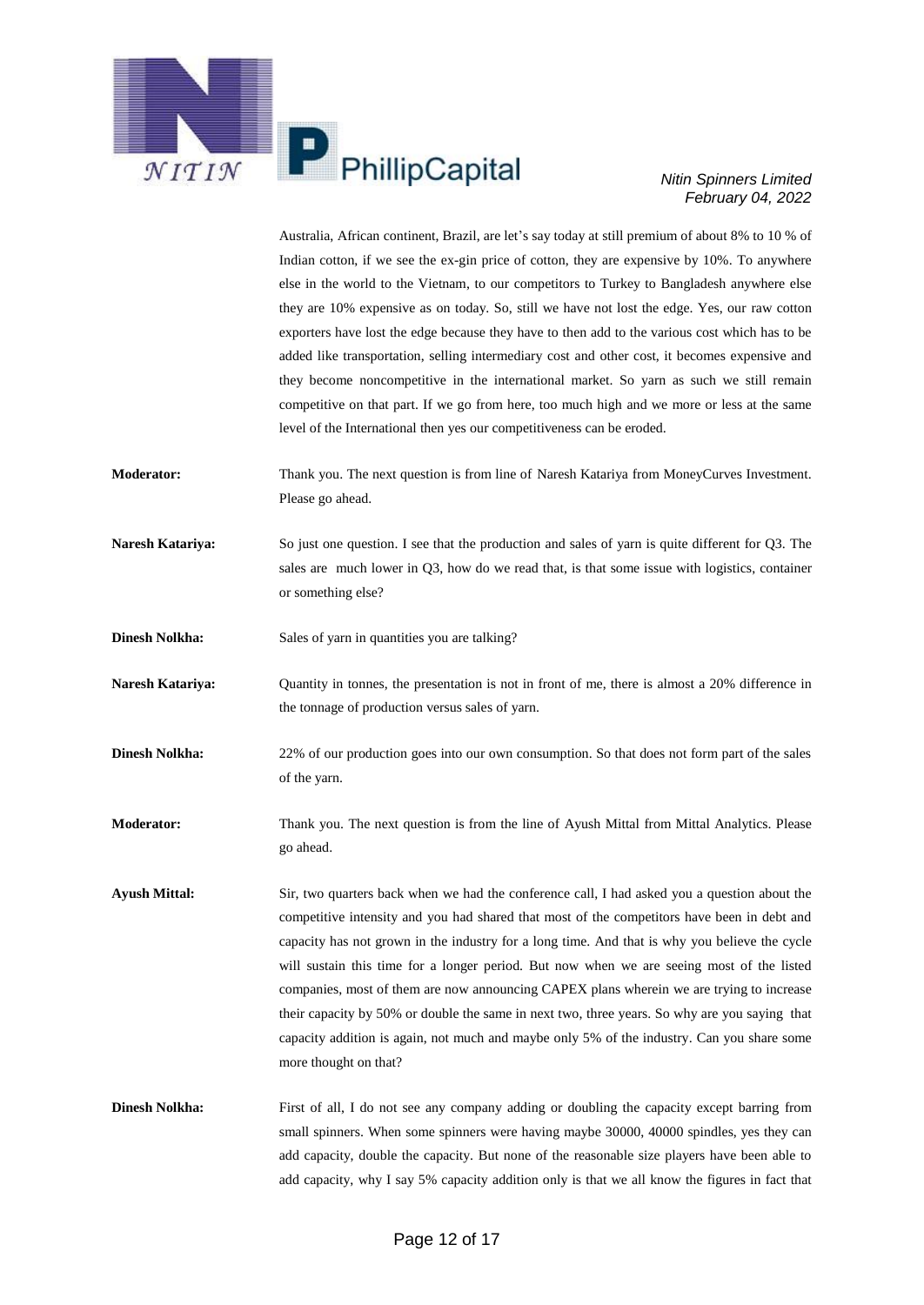Australia, African continent, Brazil, are let's say today at still premium of about 8% to 10 % of Indian cotton, if we see the ex-gin price of cotton, they are expensive by 10%. To anywhere else in the world to the Vietnam, to our competitors to Turkey to Bangladesh anywhere else they are 10% expensive as on today. So, still we have not lost the edge. Yes, our raw cotton exporters have lost the edge because they have to then add to the various cost which has to be added like transportation, selling intermediary cost and other cost, it becomes expensive and they become noncompetitive in the international market. So yarn as such we still remain competitive on that part. If we go from here, too much high and we more or less at the same level of the International then yes our competitiveness can be eroded.

**Moderator:** Thank you. The next question is from line of Naresh Katariya from MoneyCurves Investment. Please go ahead.

**Naresh Katariya:** So just one question. I see that the production and sales of yarn is quite different for Q3. The sales are much lower in Q3, how do we read that, is that some issue with logistics, container or something else?

**Dinesh Nolkha:** Sales of yarn in quantities you are talking?

**Naresh Katariya:** Quantity in tonnes, the presentation is not in front of me, there is almost a 20% difference in the tonnage of production versus sales of yarn.

**Dinesh Nolkha:** 22% of our production goes into our own consumption. So that does not form part of the sales of the yarn.

**Moderator:** Thank you. The next question is from the line of Ayush Mittal from Mittal Analytics. Please go ahead.

**Ayush Mittal:** Sir, two quarters back when we had the conference call, I had asked you a question about the competitive intensity and you had shared that most of the competitors have been in debt and capacity has not grown in the industry for a long time. And that is why you believe the cycle will sustain this time for a longer period. But now when we are seeing most of the listed companies, most of them are now announcing CAPEX plans wherein we are trying to increase their capacity by 50% or double the same in next two, three years. So why are you saying that capacity addition is again, not much and maybe only 5% of the industry. Can you share some more thought on that?

**Dinesh Nolkha:** First of all, I do not see any company adding or doubling the capacity except barring from small spinners. When some spinners were having maybe 30000, 40000 spindles, yes they can add capacity, double the capacity. But none of the reasonable size players have been able to add capacity, why I say 5% capacity addition only is that we all know the figures in fact that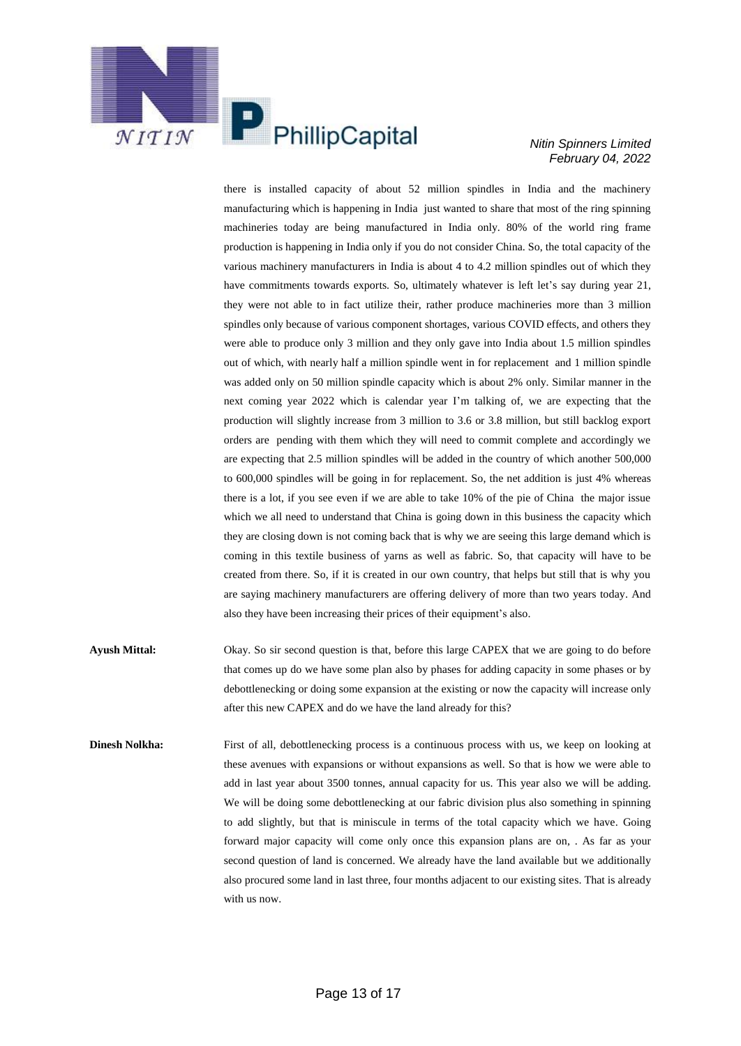there is installed capacity of about 52 million spindles in India and the machinery manufacturing which is happening in India just wanted to share that most of the ring spinning machineries today are being manufactured in India only. 80% of the world ring frame production is happening in India only if you do not consider China. So, the total capacity of the various machinery manufacturers in India is about 4 to 4.2 million spindles out of which they have commitments towards exports. So, ultimately whatever is left let's say during year 21, they were not able to in fact utilize their, rather produce machineries more than 3 million spindles only because of various component shortages, various COVID effects, and others they were able to produce only 3 million and they only gave into India about 1.5 million spindles out of which, with nearly half a million spindle went in for replacement and 1 million spindle was added only on 50 million spindle capacity which is about 2% only. Similar manner in the next coming year 2022 which is calendar year I'm talking of, we are expecting that the production will slightly increase from 3 million to 3.6 or 3.8 million, but still backlog export orders are pending with them which they will need to commit complete and accordingly we are expecting that 2.5 million spindles will be added in the country of which another 500,000 to 600,000 spindles will be going in for replacement. So, the net addition is just 4% whereas there is a lot, if you see even if we are able to take 10% of the pie of China the major issue which we all need to understand that China is going down in this business the capacity which they are closing down is not coming back that is why we are seeing this large demand which is coming in this textile business of yarns as well as fabric. So, that capacity will have to be created from there. So, if it is created in our own country, that helps but still that is why you are saying machinery manufacturers are offering delivery of more than two years today. And also they have been increasing their prices of their equipment's also.

**Ayush Mittal:** Okay. So sir second question is that, before this large CAPEX that we are going to do before that comes up do we have some plan also by phases for adding capacity in some phases or by debottlenecking or doing some expansion at the existing or now the capacity will increase only after this new CAPEX and do we have the land already for this?

**Dinesh Nolkha:** First of all, debottlenecking process is a continuous process with us, we keep on looking at these avenues with expansions or without expansions as well. So that is how we were able to add in last year about 3500 tonnes, annual capacity for us. This year also we will be adding. We will be doing some debottlenecking at our fabric division plus also something in spinning to add slightly, but that is miniscule in terms of the total capacity which we have. Going forward major capacity will come only once this expansion plans are on, . As far as your second question of land is concerned. We already have the land available but we additionally also procured some land in last three, four months adjacent to our existing sites. That is already with us now.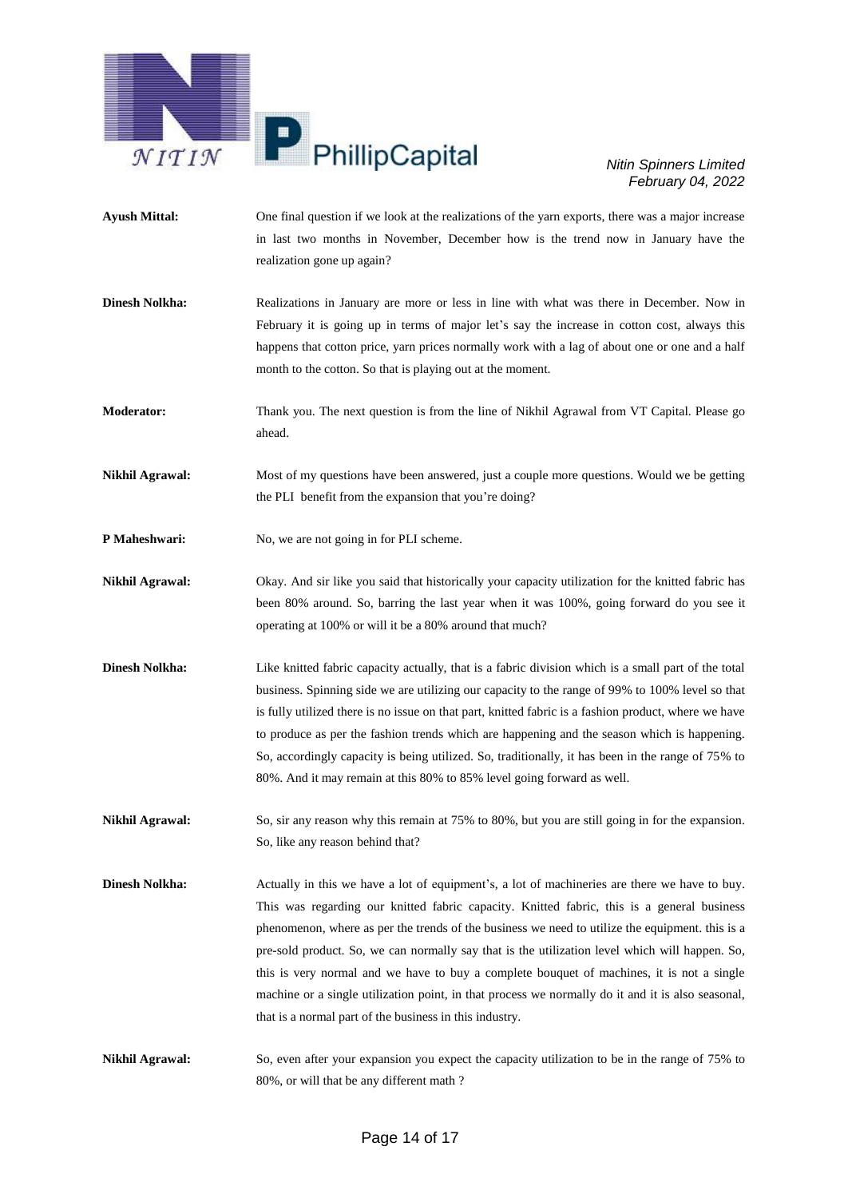**Ayush Mittal:** One final question if we look at the realizations of the yarn exports, there was a major increase in last two months in November, December how is the trend now in January have the realization gone up again?

**Dinesh Nolkha:** Realizations in January are more or less in line with what was there in December. Now in February it is going up in terms of major let's say the increase in cotton cost, always this happens that cotton price, yarn prices normally work with a lag of about one or one and a half month to the cotton. So that is playing out at the moment.

**Moderator:** Thank you. The next question is from the line of Nikhil Agrawal from VT Capital. Please go ahead.

**Nikhil Agrawal:** Most of my questions have been answered, just a couple more questions. Would we be getting the PLI benefit from the expansion that you're doing?

**P Maheshwari:** No, we are not going in for PLI scheme.

**Nikhil Agrawal:** Okay. And sir like you said that historically your capacity utilization for the knitted fabric has been 80% around. So, barring the last year when it was 100%, going forward do you see it operating at 100% or will it be a 80% around that much?

**Dinesh Nolkha:** Like knitted fabric capacity actually, that is a fabric division which is a small part of the total business. Spinning side we are utilizing our capacity to the range of 99% to 100% level so that is fully utilized there is no issue on that part, knitted fabric is a fashion product, where we have to produce as per the fashion trends which are happening and the season which is happening. So, accordingly capacity is being utilized. So, traditionally, it has been in the range of 75% to 80%. And it may remain at this 80% to 85% level going forward as well.

**Nikhil Agrawal:** So, sir any reason why this remain at 75% to 80%, but you are still going in for the expansion. So, like any reason behind that?

**Dinesh Nolkha:** Actually in this we have a lot of equipment's, a lot of machineries are there we have to buy. This was regarding our knitted fabric capacity. Knitted fabric, this is a general business phenomenon, where as per the trends of the business we need to utilize the equipment. this is a pre-sold product. So, we can normally say that is the utilization level which will happen. So, this is very normal and we have to buy a complete bouquet of machines, it is not a single machine or a single utilization point, in that process we normally do it and it is also seasonal, that is a normal part of the business in this industry.

**Nikhil Agrawal:** So, even after your expansion you expect the capacity utilization to be in the range of 75% to 80%, or will that be any different math ?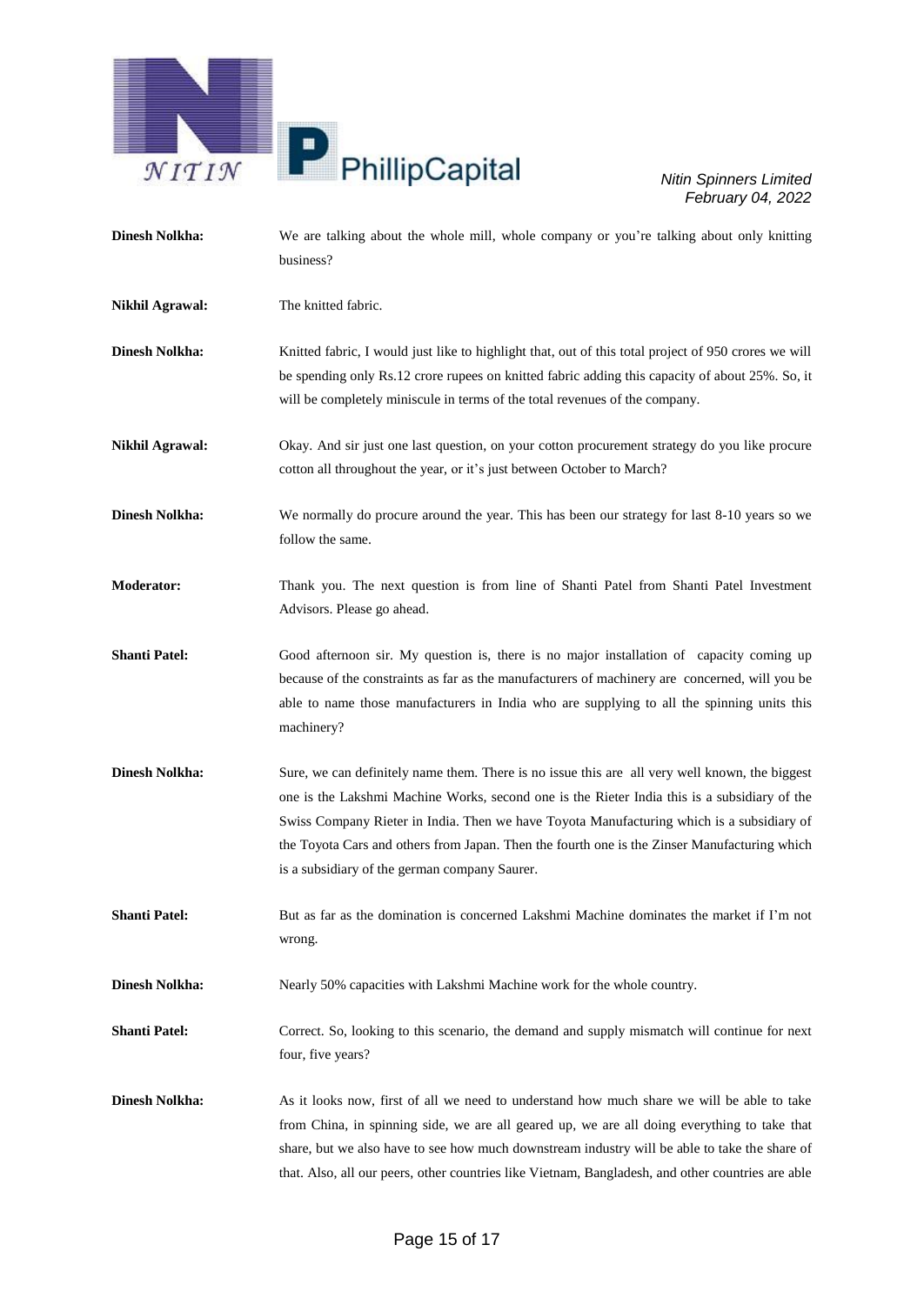**Dinesh Nolkha:** We are talking about the whole mill, whole company or you're talking about only knitting business?

**Nikhil Agrawal:** The knitted fabric.

**Dinesh Nolkha:** Knitted fabric, I would just like to highlight that, out of this total project of 950 crores we will be spending only Rs.12 crore rupees on knitted fabric adding this capacity of about 25%. So, it will be completely miniscule in terms of the total revenues of the company.

**Nikhil Agrawal:** Okay. And sir just one last question, on your cotton procurement strategy do you like procure cotton all throughout the year, or it's just between October to March?

**Dinesh Nolkha:** We normally do procure around the year. This has been our strategy for last 8-10 years so we follow the same.

**Moderator:** Thank you. The next question is from line of Shanti Patel from Shanti Patel Investment Advisors. Please go ahead.

**Shanti Patel:** Good afternoon sir. My question is, there is no major installation of capacity coming up because of the constraints as far as the manufacturers of machinery are concerned, will you be able to name those manufacturers in India who are supplying to all the spinning units this machinery?

**Dinesh Nolkha:** Sure, we can definitely name them. There is no issue this are all very well known, the biggest one is the Lakshmi Machine Works, second one is the Rieter India this is a subsidiary of the Swiss Company Rieter in India. Then we have Toyota Manufacturing which is a subsidiary of the Toyota Cars and others from Japan. Then the fourth one is the Zinser Manufacturing which is a subsidiary of the german company Saurer.

**Shanti Patel:** But as far as the domination is concerned Lakshmi Machine dominates the market if I'm not wrong.

**Dinesh Nolkha:** Nearly 50% capacities with Lakshmi Machine work for the whole country.

**Shanti Patel:** Correct. So, looking to this scenario, the demand and supply mismatch will continue for next four, five years?

**Dinesh Nolkha:** As it looks now, first of all we need to understand how much share we will be able to take from China, in spinning side, we are all geared up, we are all doing everything to take that share, but we also have to see how much downstream industry will be able to take the share of that. Also, all our peers, other countries like Vietnam, Bangladesh, and other countries are able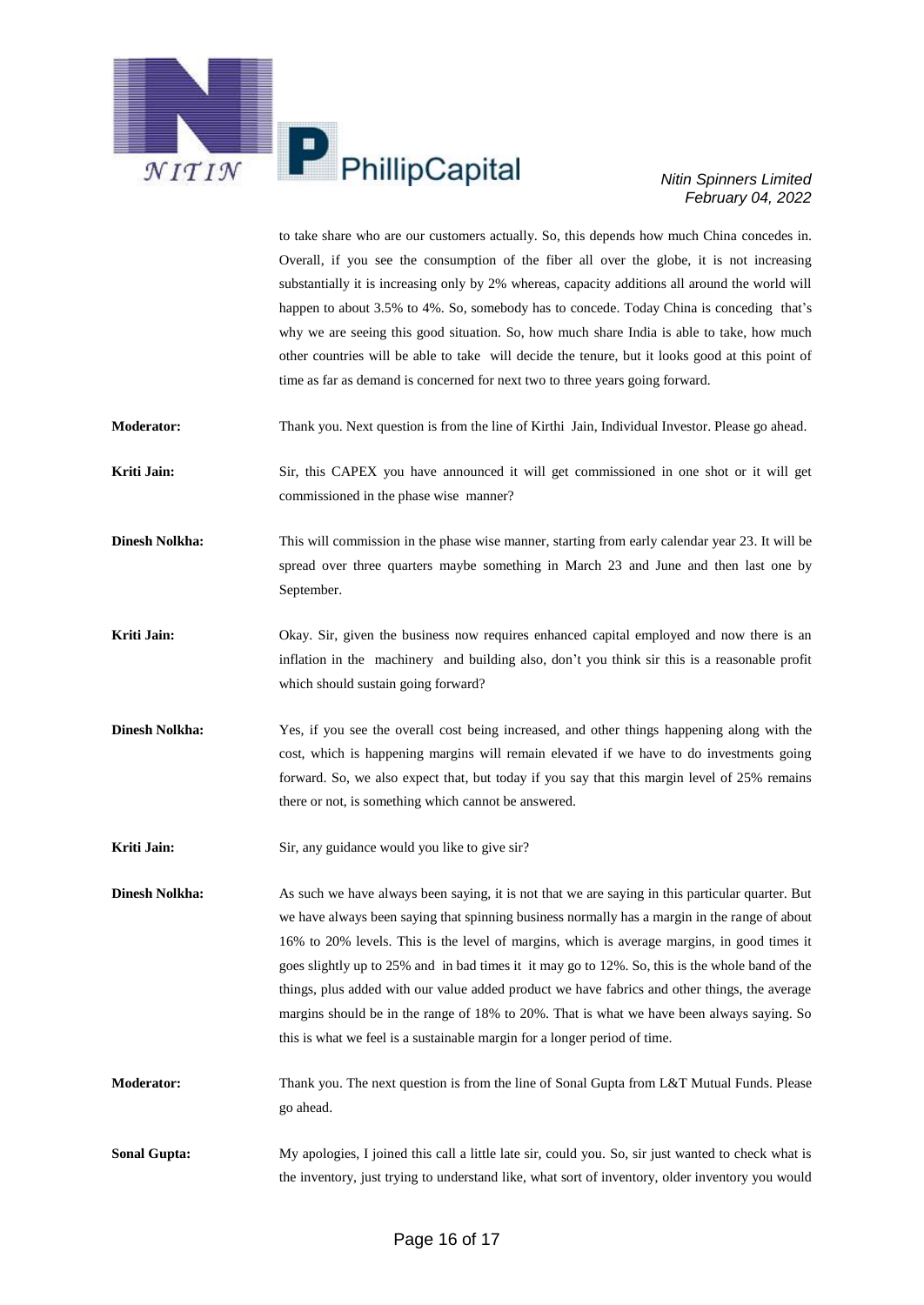to take share who are our customers actually. So, this depends how much China concedes in. Overall, if you see the consumption of the fiber all over the globe, it is not increasing substantially it is increasing only by 2% whereas, capacity additions all around the world will happen to about 3.5% to 4%. So, somebody has to concede. Today China is conceding that's why we are seeing this good situation. So, how much share India is able to take, how much other countries will be able to take will decide the tenure, but it looks good at this point of time as far as demand is concerned for next two to three years going forward.

**Moderator:** Thank you. Next question is from the line of Kirthi Jain, Individual Investor. Please go ahead.

**Kriti Jain:** Sir, this CAPEX you have announced it will get commissioned in one shot or it will get commissioned in the phase wise manner?

**Dinesh Nolkha:** This will commission in the phase wise manner, starting from early calendar year 23. It will be spread over three quarters maybe something in March 23 and June and then last one by September.

**Kriti Jain:** Okay. Sir, given the business now requires enhanced capital employed and now there is an inflation in the machinery and building also, don't you think sir this is a reasonable profit which should sustain going forward?

**Dinesh Nolkha:** Yes, if you see the overall cost being increased, and other things happening along with the cost, which is happening margins will remain elevated if we have to do investments going forward. So, we also expect that, but today if you say that this margin level of 25% remains there or not, is something which cannot be answered.

**Kriti Jain:** Sir, any guidance would you like to give sir?

**Dinesh Nolkha:** As such we have always been saying, it is not that we are saying in this particular quarter. But we have always been saying that spinning business normally has a margin in the range of about 16% to 20% levels. This is the level of margins, which is average margins, in good times it goes slightly up to 25% and in bad times it it may go to 12%. So, this is the whole band of the things, plus added with our value added product we have fabrics and other things, the average margins should be in the range of 18% to 20%. That is what we have been always saying. So this is what we feel is a sustainable margin for a longer period of time.

**Moderator:** Thank you. The next question is from the line of Sonal Gupta from L&T Mutual Funds. Please go ahead.

**Sonal Gupta:** My apologies, I joined this call a little late sir, could you. So, sir just wanted to check what is the inventory, just trying to understand like, what sort of inventory, older inventory you would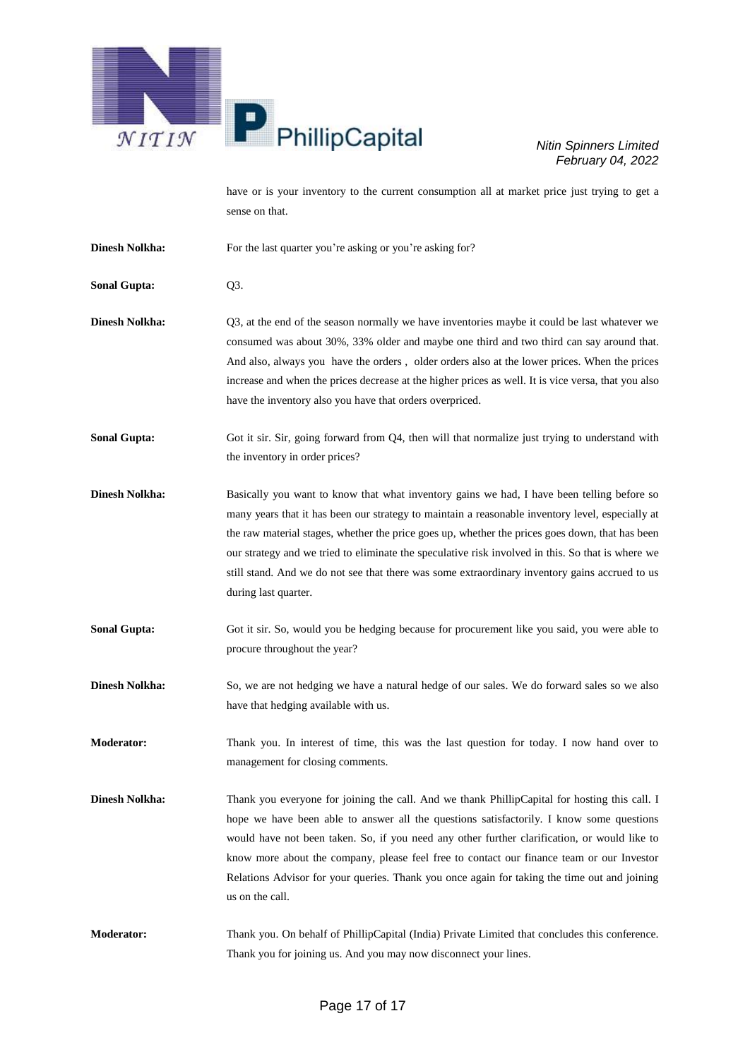have or is your inventory to the current consumption all at market price just trying to get a sense on that.

**Dinesh Nolkha:** For the last quarter you're asking or you're asking for?

**Sonal Gupta:** Q3.

**Dinesh Nolkha:** Q3, at the end of the season normally we have inventories maybe it could be last whatever we consumed was about 30%, 33% older and maybe one third and two third can say around that. And also, always you have the orders , older orders also at the lower prices. When the prices increase and when the prices decrease at the higher prices as well. It is vice versa, that you also have the inventory also you have that orders overpriced.

**Sonal Gupta:** Got it sir. Sir, going forward from Q4, then will that normalize just trying to understand with the inventory in order prices?

**Dinesh Nolkha:** Basically you want to know that what inventory gains we had, I have been telling before so many years that it has been our strategy to maintain a reasonable inventory level, especially at the raw material stages, whether the price goes up, whether the prices goes down, that has been our strategy and we tried to eliminate the speculative risk involved in this. So that is where we still stand. And we do not see that there was some extraordinary inventory gains accrued to us during last quarter.

**Sonal Gupta:** Got it sir. So, would you be hedging because for procurement like you said, you were able to procure throughout the year?

**Dinesh Nolkha:** So, we are not hedging we have a natural hedge of our sales. We do forward sales so we also have that hedging available with us.

**Moderator:** Thank you. In interest of time, this was the last question for today. I now hand over to management for closing comments.

**Dinesh Nolkha:** Thank you everyone for joining the call. And we thank PhillipCapital for hosting this call. I hope we have been able to answer all the questions satisfactorily. I know some questions would have not been taken. So, if you need any other further clarification, or would like to know more about the company, please feel free to contact our finance team or our Investor Relations Advisor for your queries. Thank you once again for taking the time out and joining us on the call.

**Moderator:** Thank you. On behalf of PhillipCapital (India) Private Limited that concludes this conference. Thank you for joining us. And you may now disconnect your lines.